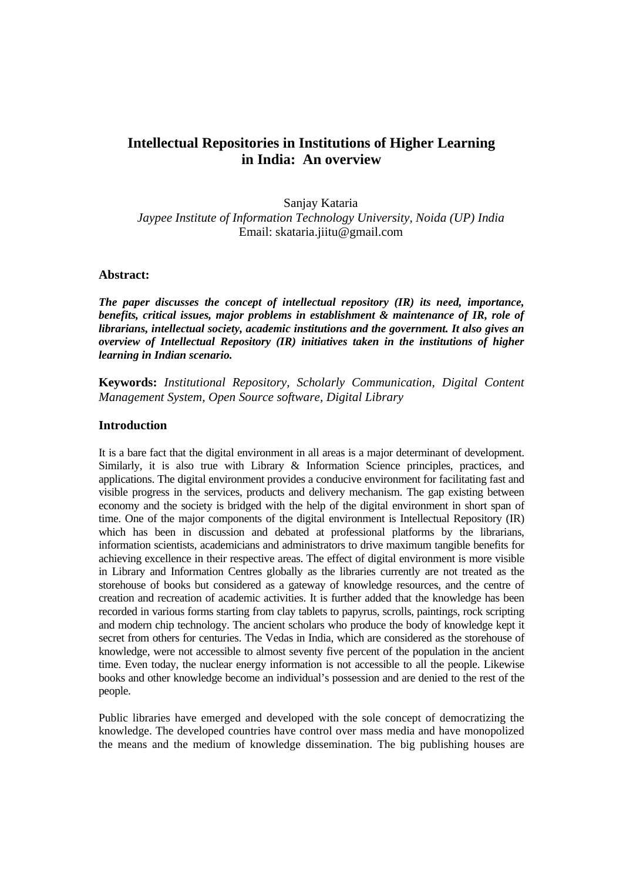# Intellectual Repositories in Institutions of Higher Learning in India: An overview

Sanjay Kataria  
*Jaypee Institute of Information Technology University, Noida (UP) India*  
Email: skataria.jiitu@gmail.com

**Abstract:**

***The paper discusses the concept of intellectual repository (IR) its need, importance, benefits, critical issues, major problems in establishment & maintenance of IR, role of librarians, intellectual society, academic institutions and the government. It also gives an overview of Intellectual Repository (IR) initiatives taken in the institutions of higher learning in Indian scenario.***

**Keywords:** *Institutional Repository, Scholarly Communication, Digital Content Management System, Open Source software, Digital Library*

## Introduction

It is a bare fact that the digital environment in all areas is a major determinant of development. Similarly, it is also true with Library & Information Science principles, practices, and applications. The digital environment provides a conducive environment for facilitating fast and visible progress in the services, products and delivery mechanism. The gap existing between economy and the society is bridged with the help of the digital environment in short span of time. One of the major components of the digital environment is Intellectual Repository (IR) which has been in discussion and debated at professional platforms by the librarians, information scientists, academicians and administrators to drive maximum tangible benefits for achieving excellence in their respective areas. The effect of digital environment is more visible in Library and Information Centres globally as the libraries currently are not treated as the storehouse of books but considered as a gateway of knowledge resources, and the centre of creation and recreation of academic activities. It is further added that the knowledge has been recorded in various forms starting from clay tablets to papyrus, scrolls, paintings, rock scripting and modern chip technology. The ancient scholars who produce the body of knowledge kept it secret from others for centuries. The Vedas in India, which are considered as the storehouse of knowledge, were not accessible to almost seventy five percent of the population in the ancient time. Even today, the nuclear energy information is not accessible to all the people. Likewise books and other knowledge become an individual's possession and are denied to the rest of the people.

Public libraries have emerged and developed with the sole concept of democratizing the knowledge. The developed countries have control over mass media and have monopolized the means and the medium of knowledge dissemination. The big publishing houses are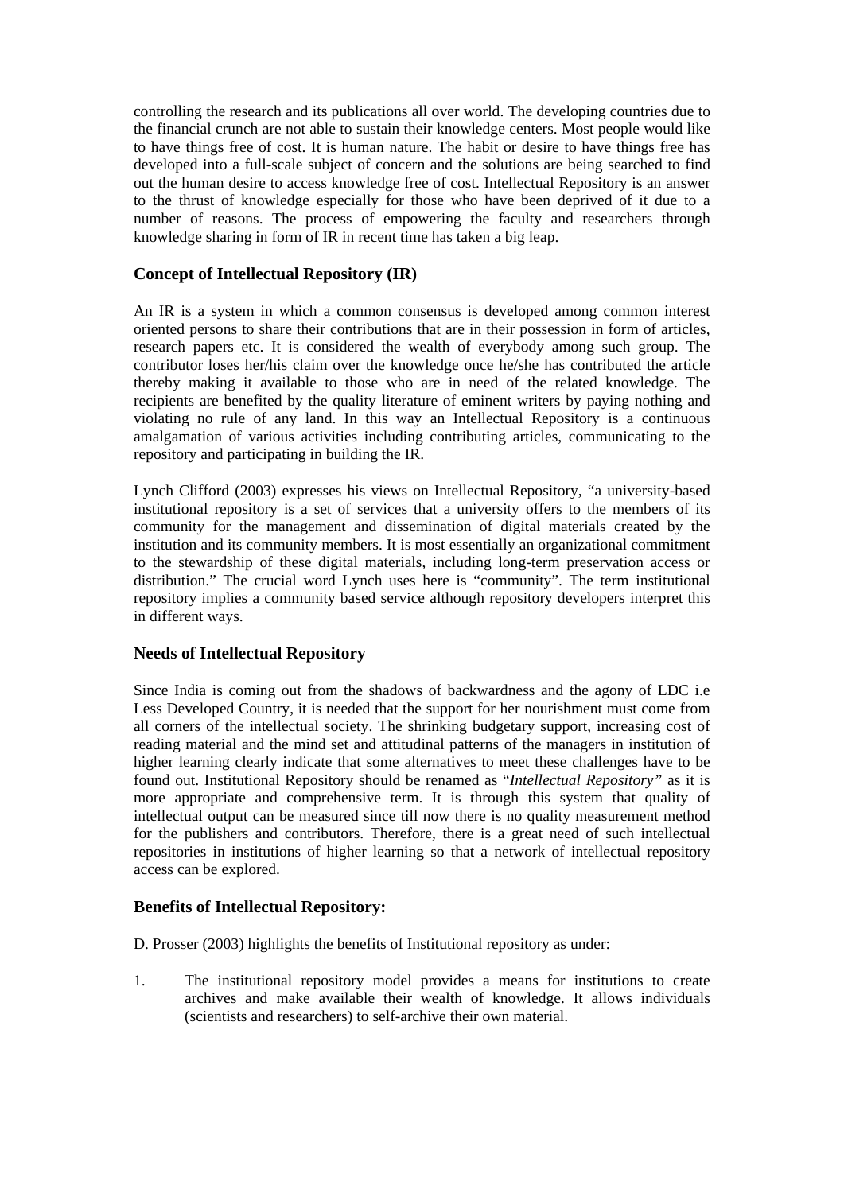controlling the research and its publications all over world. The developing countries due to the financial crunch are not able to sustain their knowledge centers. Most people would like to have things free of cost. It is human nature. The habit or desire to have things free has developed into a full-scale subject of concern and the solutions are being searched to find out the human desire to access knowledge free of cost. Intellectual Repository is an answer to the thrust of knowledge especially for those who have been deprived of it due to a number of reasons. The process of empowering the faculty and researchers through knowledge sharing in form of IR in recent time has taken a big leap.

### Concept of Intellectual Repository (IR)

An IR is a system in which a common consensus is developed among common interest oriented persons to share their contributions that are in their possession in form of articles, research papers etc. It is considered the wealth of everybody among such group. The contributor loses her/his claim over the knowledge once he/she has contributed the article thereby making it available to those who are in need of the related knowledge. The recipients are benefited by the quality literature of eminent writers by paying nothing and violating no rule of any land. In this way an Intellectual Repository is a continuous amalgamation of various activities including contributing articles, communicating to the repository and participating in building the IR.

Lynch Clifford (2003) expresses his views on Intellectual Repository, "a university-based institutional repository is a set of services that a university offers to the members of its community for the management and dissemination of digital materials created by the institution and its community members. It is most essentially an organizational commitment to the stewardship of these digital materials, including long-term preservation access or distribution." The crucial word Lynch uses here is "community". The term institutional repository implies a community based service although repository developers interpret this in different ways.

### Needs of Intellectual Repository

Since India is coming out from the shadows of backwardness and the agony of LDC i.e Less Developed Country, it is needed that the support for her nourishment must come from all corners of the intellectual society. The shrinking budgetary support, increasing cost of reading material and the mind set and attitudinal patterns of the managers in institution of higher learning clearly indicate that some alternatives to meet these challenges have to be found out. Institutional Repository should be renamed as "*Intellectual Repository"* as it is more appropriate and comprehensive term. It is through this system that quality of intellectual output can be measured since till now there is no quality measurement method for the publishers and contributors. Therefore, there is a great need of such intellectual repositories in institutions of higher learning so that a network of intellectual repository access can be explored.

### Benefits of Intellectual Repository:

D. Prosser (2003) highlights the benefits of Institutional repository as under:

1. The institutional repository model provides a means for institutions to create archives and make available their wealth of knowledge. It allows individuals (scientists and researchers) to self-archive their own material.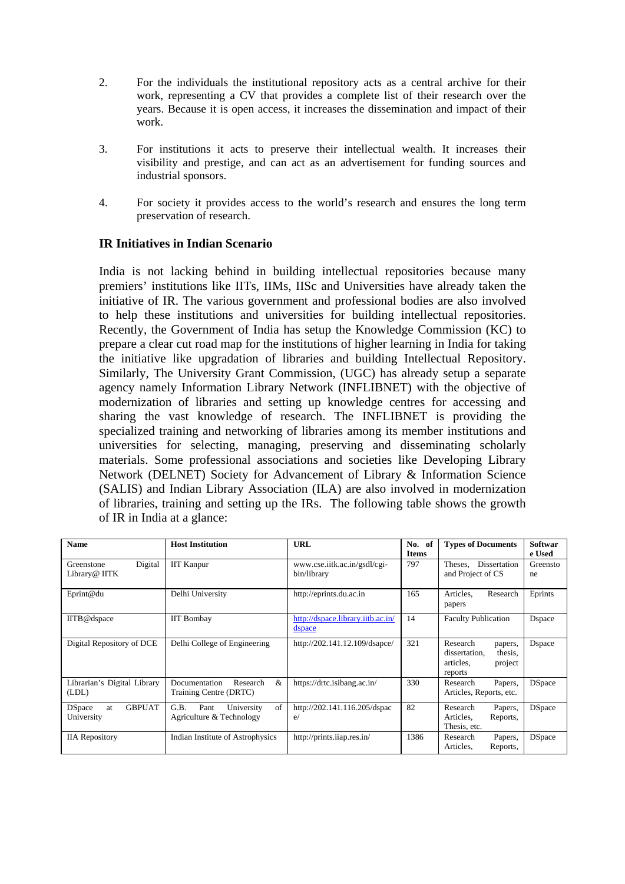2. For the individuals the institutional repository acts as a central archive for their work, representing a CV that provides a complete list of their research over the years. Because it is open access, it increases the dissemination and impact of their work.

3. For institutions it acts to preserve their intellectual wealth. It increases their visibility and prestige, and can act as an advertisement for funding sources and industrial sponsors.

4. For society it provides access to the world's research and ensures the long term preservation of research.

### IR Initiatives in Indian Scenario

India is not lacking behind in building intellectual repositories because many premiers' institutions like IITs, IIMs, IISc and Universities have already taken the initiative of IR. The various government and professional bodies are also involved to help these institutions and universities for building intellectual repositories. Recently, the Government of India has setup the Knowledge Commission (KC) to prepare a clear cut road map for the institutions of higher learning in India for taking the initiative like upgradation of libraries and building Intellectual Repository. Similarly, The University Grant Commission, (UGC) has already setup a separate agency namely Information Library Network (INFLIBNET) with the objective of modernization of libraries and setting up knowledge centres for accessing and sharing the vast knowledge of research. The INFLIBNET is providing the specialized training and networking of libraries among its member institutions and universities for selecting, managing, preserving and disseminating scholarly materials. Some professional associations and societies like Developing Library Network (DELNET) Society for Advancement of Library & Information Science (SALIS) and Indian Library Association (ILA) are also involved in modernization of libraries, training and setting up the IRs. The following table shows the growth of IR in India at a glance:

| Name | Host Institution | URL | No. of Items | Types of Documents | Software Used |
|---|---|---|---|---|---|
| Greenstone Digital Library@ IITK | IIT Kanpur | www.cse.iitk.ac.in/gsdl/cgi-bin/library | 797 | Theses, Dissertation and Project of CS | Greenstone |
| Eprint@du | Delhi University | http://eprints.du.ac.in | 165 | Articles, Research papers | Eprints |
| IITB@dspace | IIT Bombay | http://dspace.library.iitb.ac.in/dspace | 14 | Faculty Publication | Dspace |
| Digital Repository of DCE | Delhi College of Engineering | http://202.141.12.109/dsapce/ | 321 | Research papers, dissertation, thesis, articles, project reports | Dspace |
| Librarian's Digital Library (LDL) | Documentation Research & Training Centre (DRTC) | https://drtc.isibang.ac.in/ | 330 | Research Papers, Articles, Reports, etc. | DSpace |
| DSpace at GBPUAT University | G.B. Pant University of Agriculture & Technology | http://202.141.116.205/dspace/ | 82 | Research Papers, Articles, Reports, Thesis, etc. | DSpace |
| IIA Repository | Indian Institute of Astrophysics | http://prints.iiap.res.in/ | 1386 | Research Papers, Articles, Reports, | DSpace |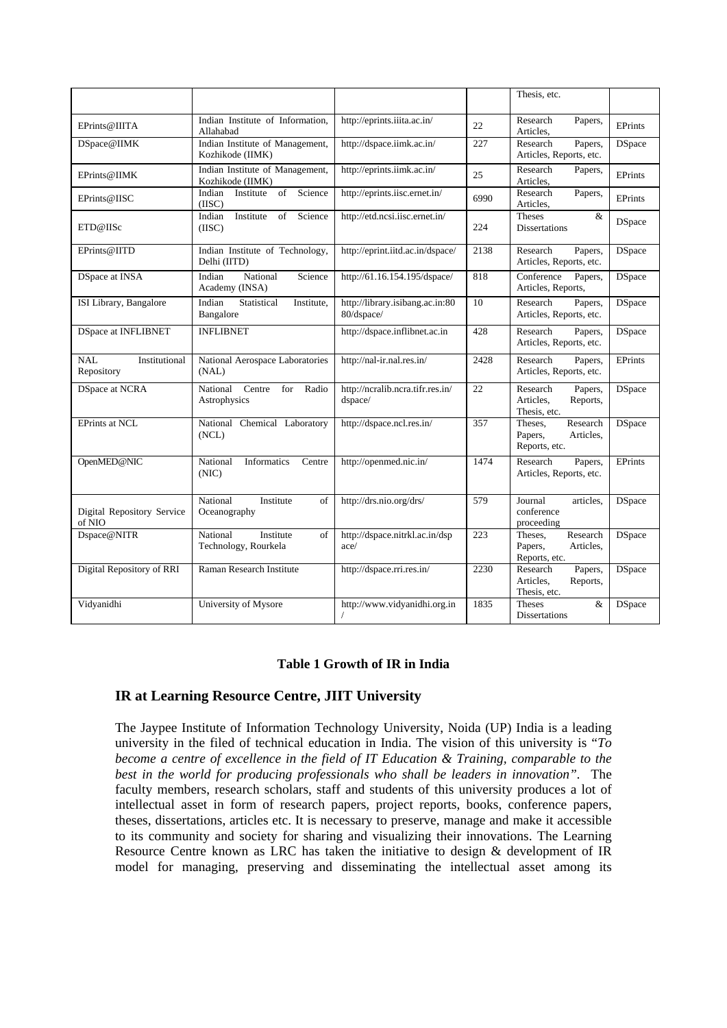| | | | | Thesis, etc. | |
|---|---|---|---|---|---|
| EPrints@IIITA | Indian Institute of Information, Allahabad | http://eprints.iiita.ac.in/ | 22 | Research Papers, Articles, | EPrints |
| DSpace@IIMK | Indian Institute of Management, Kozhikode (IIMK) | http://dspace.iimk.ac.in/ | 227 | Research Papers, Articles, Reports, etc. | DSpace |
| EPrints@IIMK | Indian Institute of Management, Kozhikode (IIMK) | http://eprints.iimk.ac.in/ | 25 | Research Papers, Articles, | EPrints |
| EPrints@IISC | Indian Institute of Science (IISC) | http://eprints.iisc.ernet.in/ | 6990 | Research Papers, Articles, | EPrints |
| ETD@IISc | Indian Institute of Science (IISC) | http://etd.ncsi.iisc.ernet.in/ | 224 | Theses & Dissertations | DSpace |
| EPrints@IITD | Indian Institute of Technology, Delhi (IITD) | http://eprint.iitd.ac.in/dspace/ | 2138 | Research Papers, Articles, Reports, etc. | DSpace |
| DSpace at INSA | Indian National Science Academy (INSA) | http://61.16.154.195/dspace/ | 818 | Conference Papers, Articles, Reports, | DSpace |
| ISI Library, Bangalore | Indian Statistical Institute, Bangalore | http://library.isibang.ac.in:8080/dspace/ | 10 | Research Papers, Articles, Reports, etc. | DSpace |
| DSpace at INFLIBNET | INFLIBNET | http://dspace.inflibnet.ac.in | 428 | Research Papers, Articles, Reports, etc. | DSpace |
| NAL Institutional Repository | National Aerospace Laboratories (NAL) | http://nal-ir.nal.res.in/ | 2428 | Research Papers, Articles, Reports, etc. | EPrints |
| DSpace at NCRA | National Centre for Radio Astrophysics | http://ncralib.ncra.tifr.res.in/dspace/ | 22 | Research Papers, Articles, Reports, Thesis, etc. | DSpace |
| EPrints at NCL | National Chemical Laboratory (NCL) | http://dspace.ncl.res.in/ | 357 | Theses, Research Papers, Articles, Reports, etc. | DSpace |
| OpenMED@NIC | National Informatics Centre (NIC) | http://openmed.nic.in/ | 1474 | Research Papers, Articles, Reports, etc. | EPrints |
| Digital Repository Service of NIO | National Institute of Oceanography | http://drs.nio.org/drs/ | 579 | Journal articles, conference proceeding | DSpace |
| Dspace@NITR | National Institute of Technology, Rourkela | http://dspace.nitrkl.ac.in/dspace/ | 223 | Theses, Research Papers, Articles, Reports, etc. | DSpace |
| Digital Repository of RRI | Raman Research Institute | http://dspace.rri.res.in/ | 2230 | Research Papers, Articles, Reports, Thesis, etc. | DSpace |
| Vidyanidhi | University of Mysore | http://www.vidyanidhi.org.in/ | 1835 | Theses & Dissertations | DSpace |

**Table 1 Growth of IR in India**

## IR at Learning Resource Centre, JIIT University

The Jaypee Institute of Information Technology University, Noida (UP) India is a leading university in the filed of technical education in India. The vision of this university is "*To become a centre of excellence in the field of IT Education & Training, comparable to the best in the world for producing professionals who shall be leaders in innovation"*. The faculty members, research scholars, staff and students of this university produces a lot of intellectual asset in form of research papers, project reports, books, conference papers, theses, dissertations, articles etc. It is necessary to preserve, manage and make it accessible to its community and society for sharing and visualizing their innovations. The Learning Resource Centre known as LRC has taken the initiative to design & development of IR model for managing, preserving and disseminating the intellectual asset among its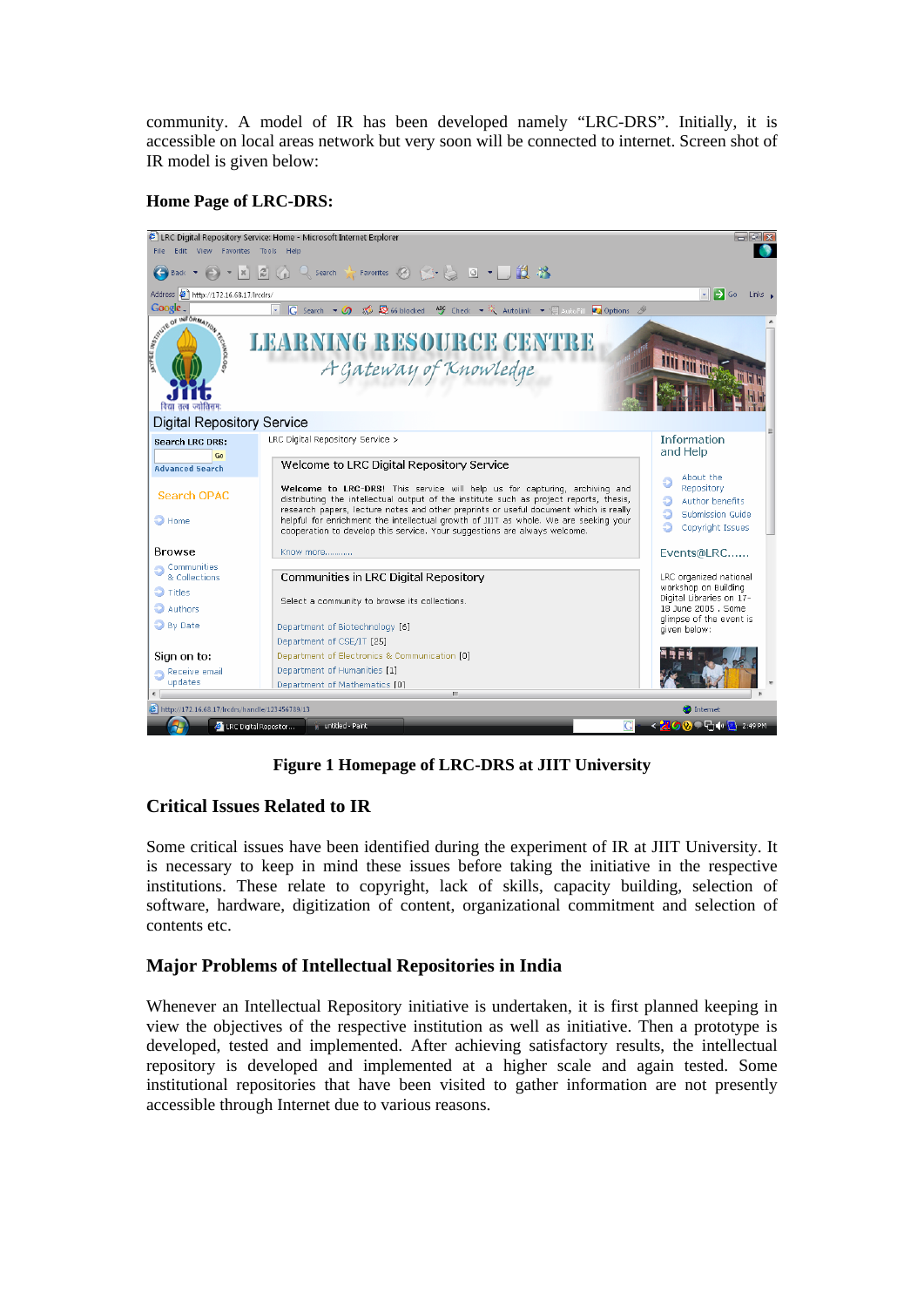community. A model of IR has been developed namely "LRC-DRS". Initially, it is accessible on local areas network but very soon will be connected to internet. Screen shot of IR model is given below:

**Home Page of LRC-DRS:**

**Figure 1 Homepage of LRC-DRS at JIIT University**

## Critical Issues Related to IR

Some critical issues have been identified during the experiment of IR at JIIT University. It is necessary to keep in mind these issues before taking the initiative in the respective institutions. These relate to copyright, lack of skills, capacity building, selection of software, hardware, digitization of content, organizational commitment and selection of contents etc.

## Major Problems of Intellectual Repositories in India

Whenever an Intellectual Repository initiative is undertaken, it is first planned keeping in view the objectives of the respective institution as well as initiative. Then a prototype is developed, tested and implemented. After achieving satisfactory results, the intellectual repository is developed and implemented at a higher scale and again tested. Some institutional repositories that have been visited to gather information are not presently accessible through Internet due to various reasons.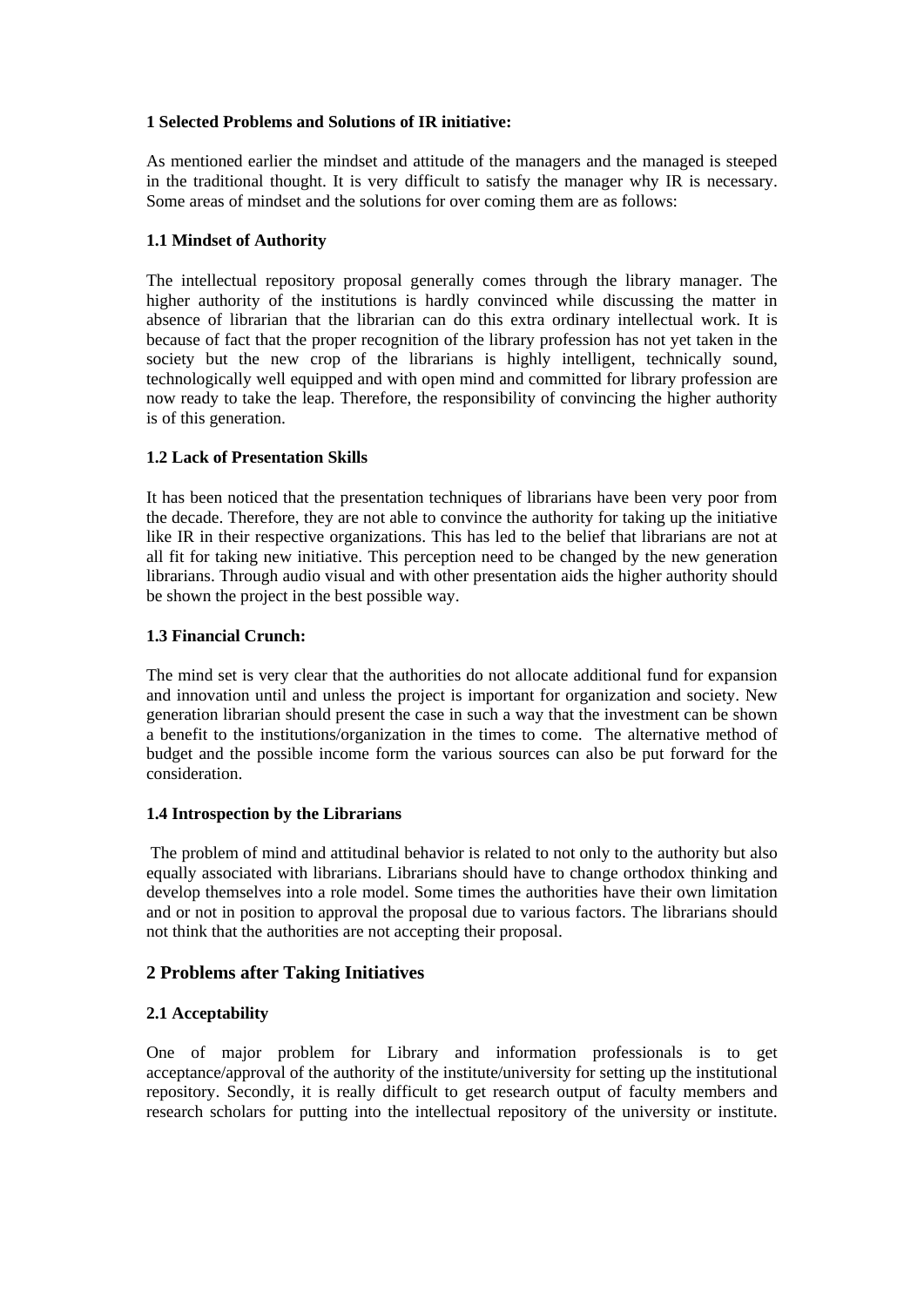**1 Selected Problems and Solutions of IR initiative:**

As mentioned earlier the mindset and attitude of the managers and the managed is steeped in the traditional thought. It is very difficult to satisfy the manager why IR is necessary. Some areas of mindset and the solutions for over coming them are as follows:

**1.1 Mindset of Authority**

The intellectual repository proposal generally comes through the library manager. The higher authority of the institutions is hardly convinced while discussing the matter in absence of librarian that the librarian can do this extra ordinary intellectual work. It is because of fact that the proper recognition of the library profession has not yet taken in the society but the new crop of the librarians is highly intelligent, technically sound, technologically well equipped and with open mind and committed for library profession are now ready to take the leap. Therefore, the responsibility of convincing the higher authority is of this generation.

**1.2 Lack of Presentation Skills**

It has been noticed that the presentation techniques of librarians have been very poor from the decade. Therefore, they are not able to convince the authority for taking up the initiative like IR in their respective organizations. This has led to the belief that librarians are not at all fit for taking new initiative. This perception need to be changed by the new generation librarians. Through audio visual and with other presentation aids the higher authority should be shown the project in the best possible way.

**1.3 Financial Crunch:**

The mind set is very clear that the authorities do not allocate additional fund for expansion and innovation until and unless the project is important for organization and society. New generation librarian should present the case in such a way that the investment can be shown a benefit to the institutions/organization in the times to come. The alternative method of budget and the possible income form the various sources can also be put forward for the consideration.

**1.4 Introspection by the Librarians**

The problem of mind and attitudinal behavior is related to not only to the authority but also equally associated with librarians. Librarians should have to change orthodox thinking and develop themselves into a role model. Some times the authorities have their own limitation and or not in position to approval the proposal due to various factors. The librarians should not think that the authorities are not accepting their proposal.

## 2 Problems after Taking Initiatives

**2.1 Acceptability**

One of major problem for Library and information professionals is to get acceptance/approval of the authority of the institute/university for setting up the institutional repository. Secondly, it is really difficult to get research output of faculty members and research scholars for putting into the intellectual repository of the university or institute.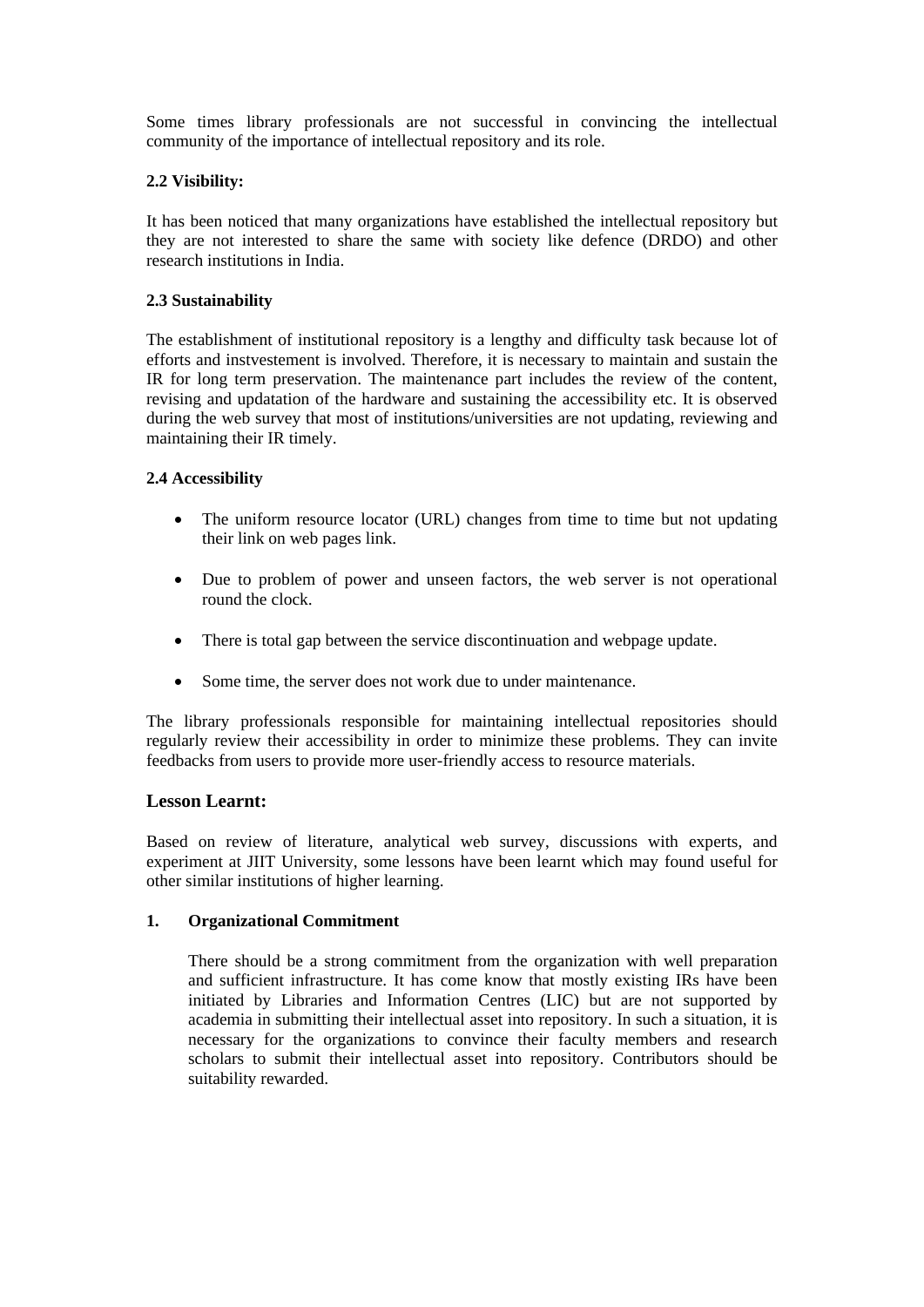Some times library professionals are not successful in convincing the intellectual community of the importance of intellectual repository and its role.

**2.2 Visibility:**

It has been noticed that many organizations have established the intellectual repository but they are not interested to share the same with society like defence (DRDO) and other research institutions in India.

**2.3 Sustainability**

The establishment of institutional repository is a lengthy and difficulty task because lot of efforts and instvestement is involved. Therefore, it is necessary to maintain and sustain the IR for long term preservation. The maintenance part includes the review of the content, revising and updatation of the hardware and sustaining the accessibility etc. It is observed during the web survey that most of institutions/universities are not updating, reviewing and maintaining their IR timely.

**2.4 Accessibility**

- The uniform resource locator (URL) changes from time to time but not updating their link on web pages link.
- Due to problem of power and unseen factors, the web server is not operational round the clock.
- There is total gap between the service discontinuation and webpage update.
- Some time, the server does not work due to under maintenance.

The library professionals responsible for maintaining intellectual repositories should regularly review their accessibility in order to minimize these problems. They can invite feedbacks from users to provide more user-friendly access to resource materials.

## Lesson Learnt:

Based on review of literature, analytical web survey, discussions with experts, and experiment at JIIT University, some lessons have been learnt which may found useful for other similar institutions of higher learning.

**1. Organizational Commitment**

There should be a strong commitment from the organization with well preparation and sufficient infrastructure. It has come know that mostly existing IRs have been initiated by Libraries and Information Centres (LIC) but are not supported by academia in submitting their intellectual asset into repository. In such a situation, it is necessary for the organizations to convince their faculty members and research scholars to submit their intellectual asset into repository. Contributors should be suitability rewarded.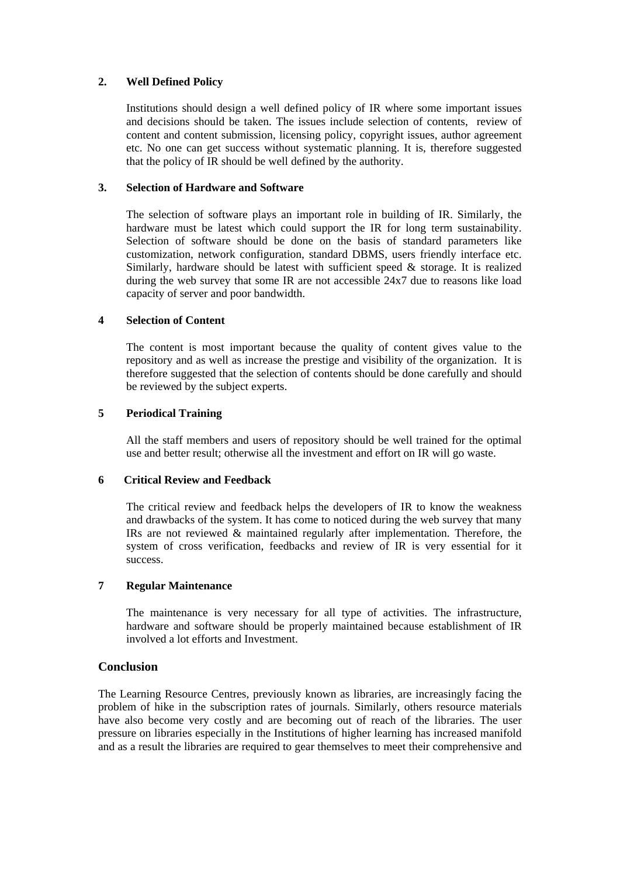### 2. Well Defined Policy

Institutions should design a well defined policy of IR where some important issues and decisions should be taken. The issues include selection of contents, review of content and content submission, licensing policy, copyright issues, author agreement etc. No one can get success without systematic planning. It is, therefore suggested that the policy of IR should be well defined by the authority.

### 3. Selection of Hardware and Software

The selection of software plays an important role in building of IR. Similarly, the hardware must be latest which could support the IR for long term sustainability. Selection of software should be done on the basis of standard parameters like customization, network configuration, standard DBMS, users friendly interface etc. Similarly, hardware should be latest with sufficient speed & storage. It is realized during the web survey that some IR are not accessible 24x7 due to reasons like load capacity of server and poor bandwidth.

### 4 Selection of Content

The content is most important because the quality of content gives value to the repository and as well as increase the prestige and visibility of the organization. It is therefore suggested that the selection of contents should be done carefully and should be reviewed by the subject experts.

### 5 Periodical Training

All the staff members and users of repository should be well trained for the optimal use and better result; otherwise all the investment and effort on IR will go waste.

### 6 Critical Review and Feedback

The critical review and feedback helps the developers of IR to know the weakness and drawbacks of the system. It has come to noticed during the web survey that many IRs are not reviewed & maintained regularly after implementation. Therefore, the system of cross verification, feedbacks and review of IR is very essential for it success.

### 7 Regular Maintenance

The maintenance is very necessary for all type of activities. The infrastructure, hardware and software should be properly maintained because establishment of IR involved a lot efforts and Investment.

## Conclusion

The Learning Resource Centres, previously known as libraries, are increasingly facing the problem of hike in the subscription rates of journals. Similarly, others resource materials have also become very costly and are becoming out of reach of the libraries. The user pressure on libraries especially in the Institutions of higher learning has increased manifold and as a result the libraries are required to gear themselves to meet their comprehensive and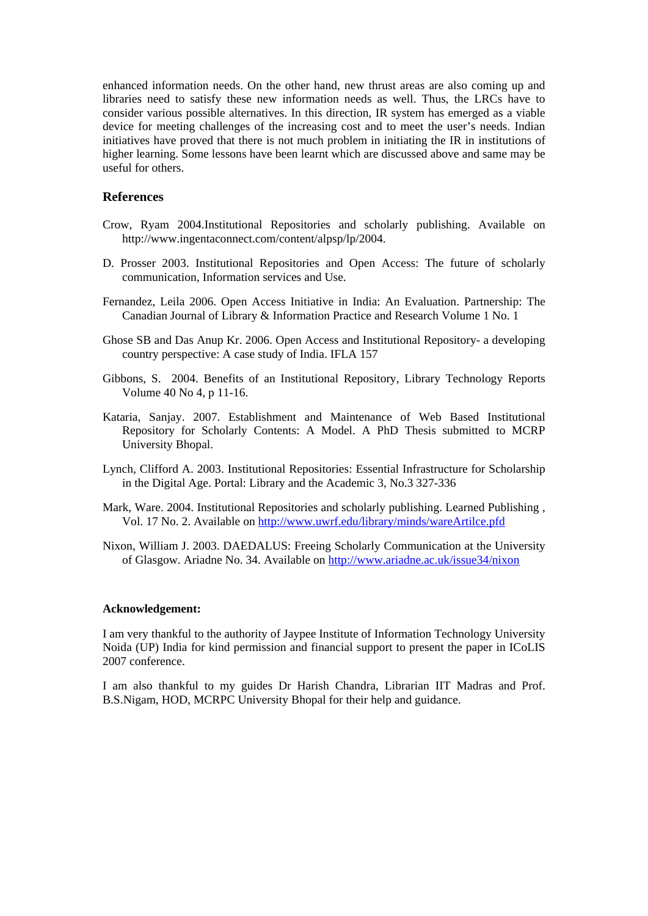enhanced information needs. On the other hand, new thrust areas are also coming up and libraries need to satisfy these new information needs as well. Thus, the LRCs have to consider various possible alternatives. In this direction, IR system has emerged as a viable device for meeting challenges of the increasing cost and to meet the user's needs. Indian initiatives have proved that there is not much problem in initiating the IR in institutions of higher learning. Some lessons have been learnt which are discussed above and same may be useful for others.

## References

Crow, Ryam 2004.Institutional Repositories and scholarly publishing. Available on http://www.ingentaconnect.com/content/alpsp/lp/2004.

D. Prosser 2003. Institutional Repositories and Open Access: The future of scholarly communication, Information services and Use.

Fernandez, Leila 2006. Open Access Initiative in India: An Evaluation. Partnership: The Canadian Journal of Library & Information Practice and Research Volume 1 No. 1

Ghose SB and Das Anup Kr. 2006. Open Access and Institutional Repository- a developing country perspective: A case study of India. IFLA 157

Gibbons, S. 2004. Benefits of an Institutional Repository, Library Technology Reports Volume 40 No 4, p 11-16.

Kataria, Sanjay. 2007. Establishment and Maintenance of Web Based Institutional Repository for Scholarly Contents: A Model. A PhD Thesis submitted to MCRP University Bhopal.

Lynch, Clifford A. 2003. Institutional Repositories: Essential Infrastructure for Scholarship in the Digital Age. Portal: Library and the Academic 3, No.3 327-336

Mark, Ware. 2004. Institutional Repositories and scholarly publishing. Learned Publishing , Vol. 17 No. 2. Available on http://www.uwrf.edu/library/minds/wareArtilce.pfd

Nixon, William J. 2003. DAEDALUS: Freeing Scholarly Communication at the University of Glasgow. Ariadne No. 34. Available on http://www.ariadne.ac.uk/issue34/nixon

**Acknowledgement:**

I am very thankful to the authority of Jaypee Institute of Information Technology University Noida (UP) India for kind permission and financial support to present the paper in ICoLIS 2007 conference.

I am also thankful to my guides Dr Harish Chandra, Librarian IIT Madras and Prof. B.S.Nigam, HOD, MCRPC University Bhopal for their help and guidance.